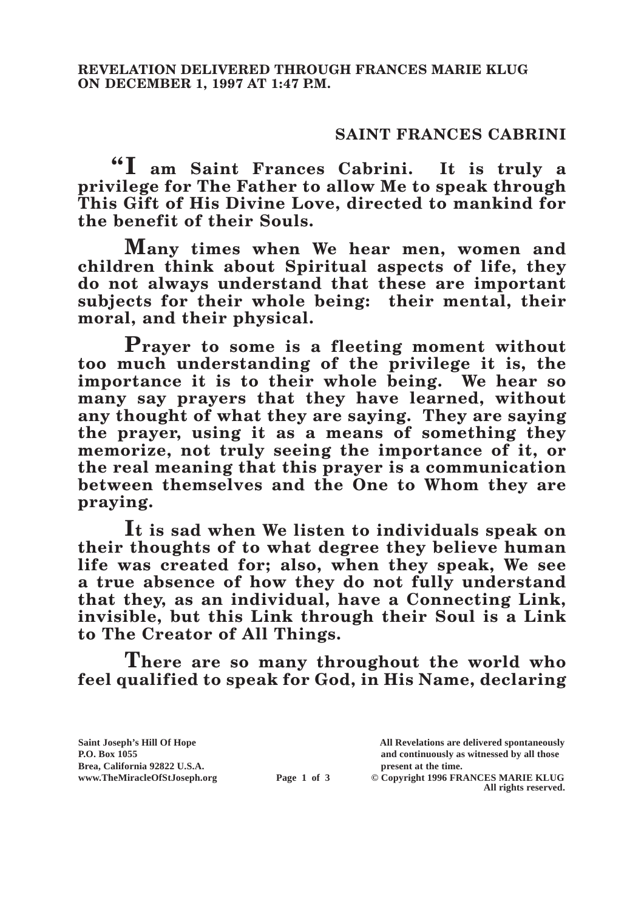**REVELATION DELIVERED THROUGH FRANCES MARIE KLUG ON DECEMBER 1, 1997 AT 1:47 P.M.**

## SAINT FRANCES CABRINI

**"I am Saint Frances Cabrini. It is truly a privilege for The Father to allow Me to speak through This Gift of His Divine Love, directed to mankind for the benefit of their Souls.**

**Many times when We hear men, women and children think about Spiritual aspects of life, they do not always understand that these are important subjects for their whole being: their mental, their moral, and their physical.**

**Prayer to some is a fleeting moment without too much understanding of the privilege it is, the importance it is to their whole being. We hear so many say prayers that they have learned, without any thought of what they are saying. They are saying the prayer, using it as a means of something they memorize, not truly seeing the importance of it, or the real meaning that this prayer is a communication between themselves and the One to Whom they are praying.**

**It is sad when We listen to individuals speak on their thoughts of to what degree they believe human life was created for; also, when they speak, We see a true absence of how they do not fully understand that they, as an individual, have a Connecting Link, invisible, but this Link through their Soul is a Link to The Creator of All Things.**

**There are so many throughout the world who feel qualified to speak for God, in His Name, declaring**

Saint Joseph's Hill Of Hope
P.O. Box 1055
Brea, California 92822 U.S.A.
www.TheMiracleOfStJoseph.org

All Revelations are delivered spontaneously and continuously as witnessed by all those present at the time.
© Copyright 1996 FRANCES MARIE KLUG
All rights reserved.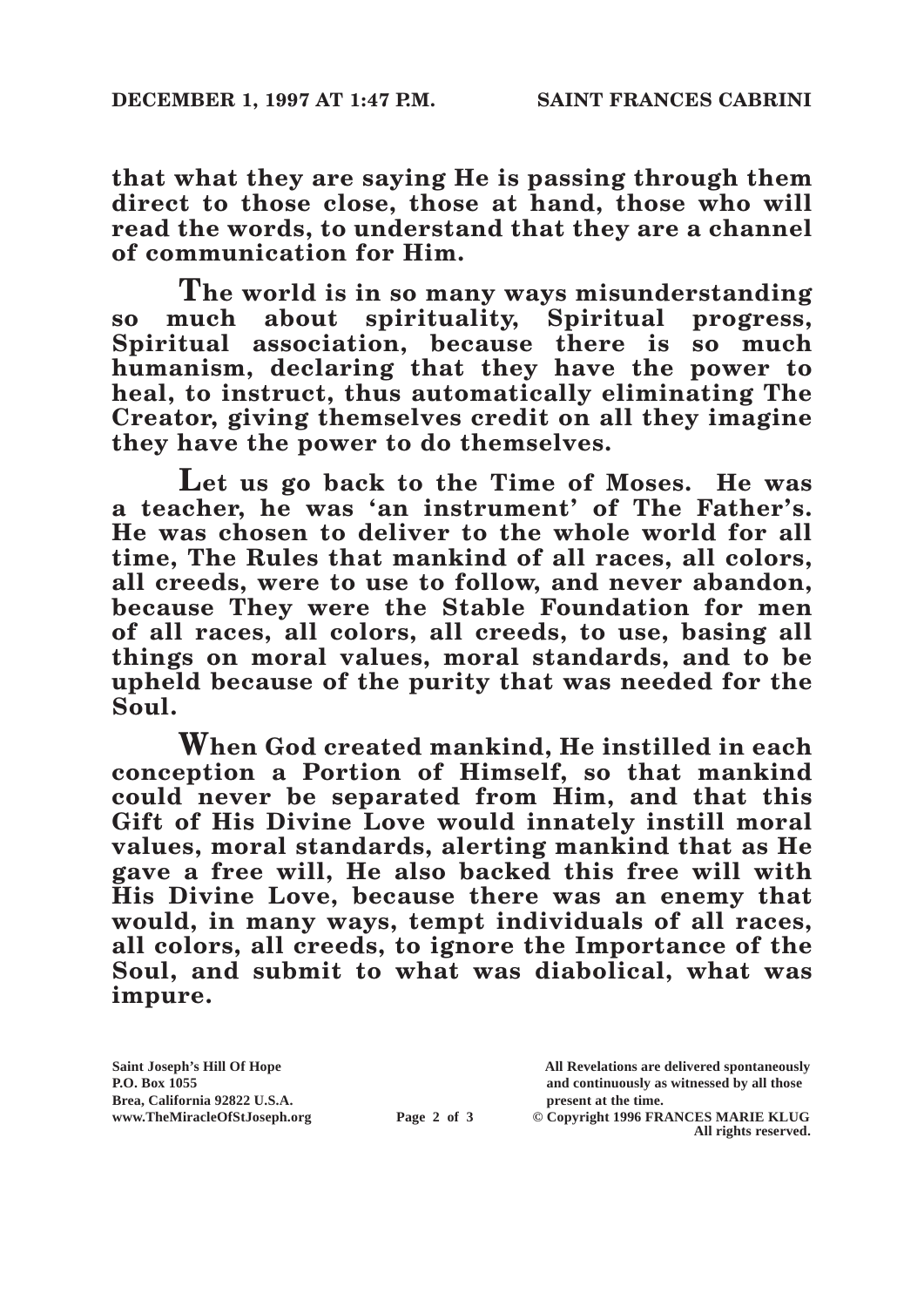**that what they are saying He is passing through them direct to those close, those at hand, those who will read the words, to understand that they are a channel of communication for Him.**

**The world is in so many ways misunderstanding so much about spirituality, Spiritual progress, Spiritual association, because there is so much humanism, declaring that they have the power to heal, to instruct, thus automatically eliminating The Creator, giving themselves credit on all they imagine they have the power to do themselves.**

**Let us go back to the Time of Moses. He was a teacher, he was 'an instrument' of The Father's. He was chosen to deliver to the whole world for all time, The Rules that mankind of all races, all colors, all creeds, were to use to follow, and never abandon, because They were the Stable Foundation for men of all races, all colors, all creeds, to use, basing all things on moral values, moral standards, and to be upheld because of the purity that was needed for the Soul.**

**When God created mankind, He instilled in each conception a Portion of Himself, so that mankind could never be separated from Him, and that this Gift of His Divine Love would innately instill moral values, moral standards, alerting mankind that as He gave a free will, He also backed this free will with His Divine Love, because there was an enemy that would, in many ways, tempt individuals of all races, all colors, all creeds, to ignore the Importance of the Soul, and submit to what was diabolical, what was impure.**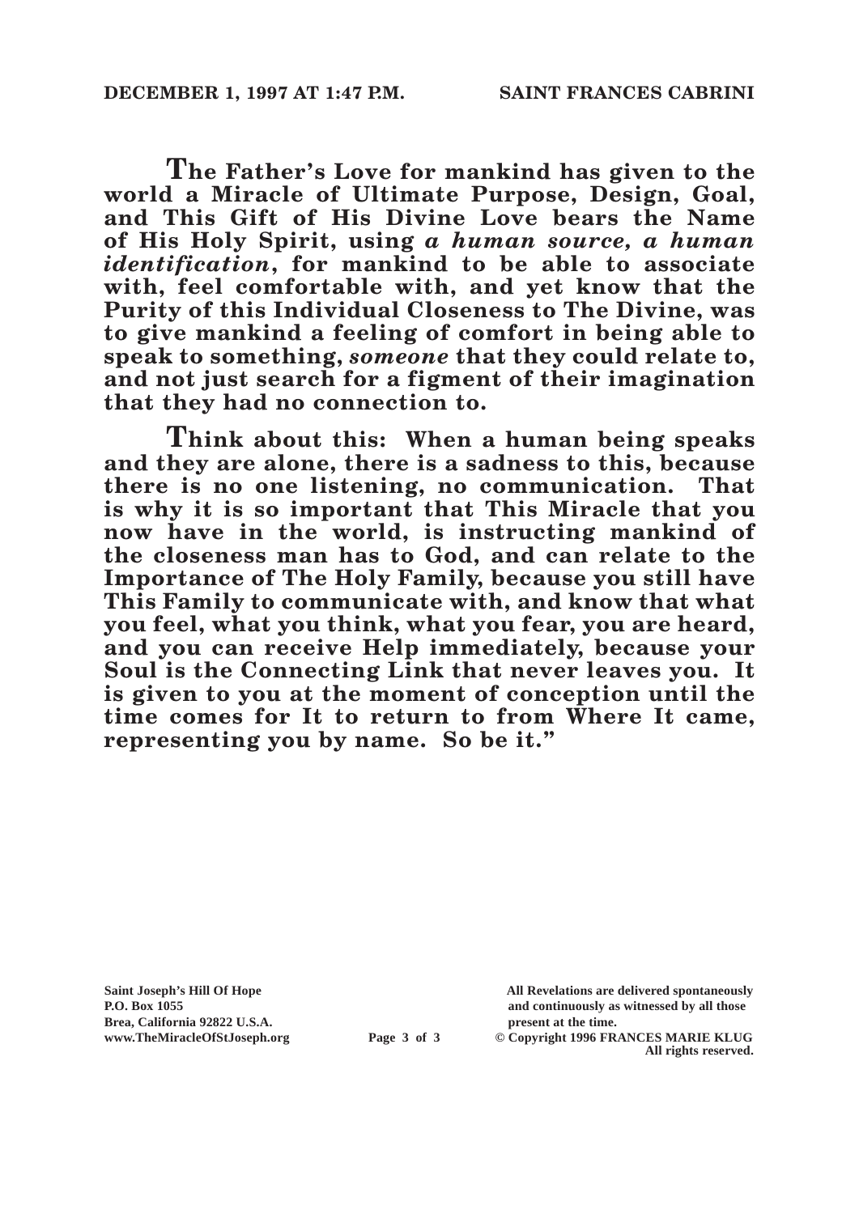**The Father's Love for mankind has given to the world a Miracle of Ultimate Purpose, Design, Goal, and This Gift of His Divine Love bears the Name of His Holy Spirit, using *a human source, a human identification*, for mankind to be able to associate with, feel comfortable with, and yet know that the Purity of this Individual Closeness to The Divine, was to give mankind a feeling of comfort in being able to speak to something, *someone* that they could relate to, and not just search for a figment of their imagination that they had no connection to.**

**Think about this: When a human being speaks and they are alone, there is a sadness to this, because there is no one listening, no communication. That is why it is so important that This Miracle that you now have in the world, is instructing mankind of the closeness man has to God, and can relate to the Importance of The Holy Family, because you still have This Family to communicate with, and know that what you feel, what you think, what you fear, you are heard, and you can receive Help immediately, because your Soul is the Connecting Link that never leaves you. It is given to you at the moment of conception until the time comes for It to return to from Where It came, representing you by name. So be it."**